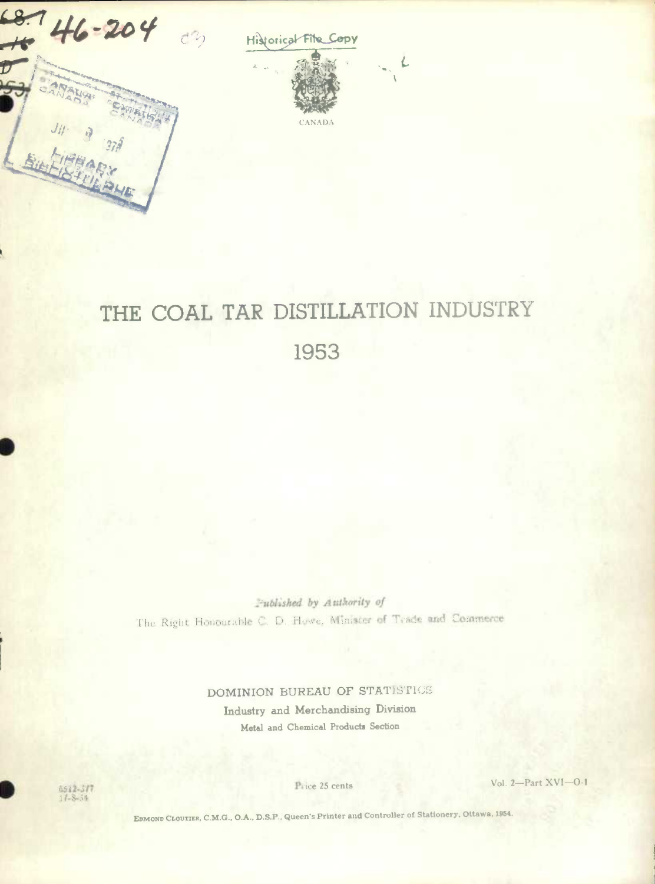Historical File Copy

CANADA

# THE COAL TAR DISTILLATION INDUSTRY

# 1953

*Published by Authority of*

The Right Honourable C. D. Howe, Minister of Trade and Commerce

DOMINION BUREAU OF STATISTICS

Industry and Merchandising Division

Metal and Chemical Products Section

6512-517
17-8-54

Price 25 cents

Vol. 2—Part XVI—O-1

EDMOND CLOUTIER, C.M.G., O.A., D.S.P., Queen's Printer and Controller of Stationery, Ottawa, 1954.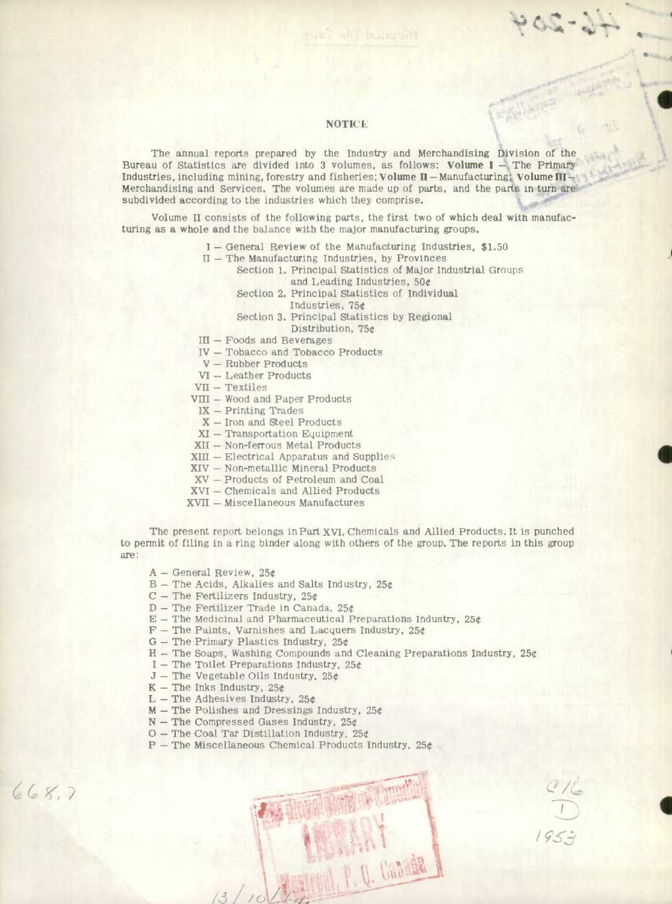## NOTICE

The annual reports prepared by the Industry and Merchandising Division of the Bureau of Statistics are divided into 3 volumes, as follows: **Volume I** — The Primary Industries, including mining, forestry and fisheries; **Volume II** — Manufacturing; **Volume III** — Merchandising and Services. The volumes are made up of parts, and the parts in turn are subdivided according to the industries which they comprise.

Volume II consists of the following parts, the first two of which deal with manufacturing as a whole and the balance with the major manufacturing groups.

- I — General Review of the Manufacturing Industries, $1.50
- II — The Manufacturing Industries, by Provinces
  - Section 1. Principal Statistics of Major Industrial Groups and Leading Industries, 50¢
  - Section 2. Principal Statistics of Individual Industries, 75¢
  - Section 3. Principal Statistics by Regional Distribution, 75¢
- III — Foods and Beverages
- IV — Tobacco and Tobacco Products
- V — Rubber Products
- VI — Leather Products
- VII — Textiles
- VIII — Wood and Paper Products
- IX — Printing Trades
- X — Iron and Steel Products
- XI — Transportation Equipment
- XII — Non-ferrous Metal Products
- XIII — Electrical Apparatus and Supplies
- XIV — Non-metallic Mineral Products
- XV — Products of Petroleum and Coal
- XVI — Chemicals and Allied Products
- XVII — Miscellaneous Manufactures

The present report belongs in Part XVI, Chemicals and Allied Products. It is punched to permit of filing in a ring binder along with others of the group. The reports in this group are:

- A — General Review, 25¢
- B — The Acids, Alkalies and Salts Industry, 25¢
- C — The Fertilizers Industry, 25¢
- D — The Fertilizer Trade in Canada, 25¢
- E — The Medicinal and Pharmaceutical Preparations Industry, 25¢
- F — The Paints, Varnishes and Lacquers Industry, 25¢
- G — The Primary Plastics Industry, 25¢
- H — The Soaps, Washing Compounds and Cleaning Preparations Industry, 25¢
- I — The Toilet Preparations Industry, 25¢
- J — The Vegetable Oils Industry, 25¢
- K — The Inks Industry, 25¢
- L — The Adhesives Industry, 25¢
- M — The Polishes and Dressings Industry, 25¢
- N — The Compressed Gases Industry, 25¢
- O — The Coal Tar Distillation Industry, 25¢
- P — The Miscellaneous Chemical Products Industry, 25¢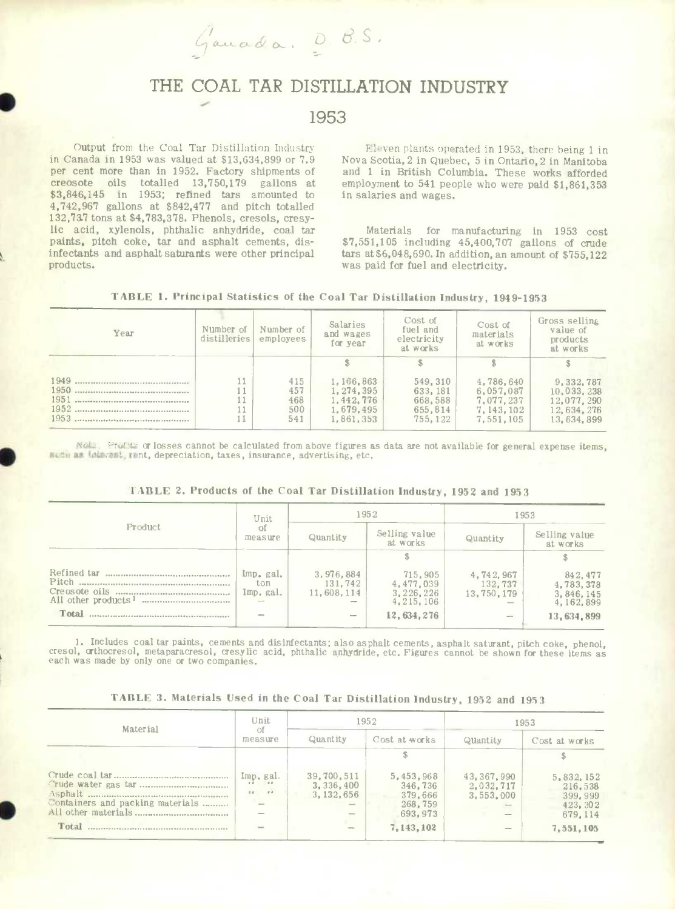Canada. D.B.S.

# THE COAL TAR DISTILLATION INDUSTRY

## 1953

Output from the Coal Tar Distillation Industry in Canada in 1953 was valued at $13,634,899 or 7.9 per cent more than in 1952. Factory shipments of creosote oils totalled 13,750,179 gallons at $3,846,145 in 1953; refined tars amounted to 4,742,967 gallons at $842,477 and pitch totalled 132,737 tons at $4,783,378. Phenols, cresols, cresylic acid, xylenols, phthalic anhydride, coal tar paints, pitch coke, tar and asphalt cements, disinfectants and asphalt saturants were other principal products.

Eleven plants operated in 1953, there being 1 in Nova Scotia, 2 in Quebec, 5 in Ontario, 2 in Manitoba and 1 in British Columbia. These works afforded employment to 541 people who were paid $1,861,353 in salaries and wages.

Materials for manufacturing in 1953 cost $7,551,105 including 45,400,707 gallons of crude tars at $6,048,690. In addition, an amount of $755,122 was paid for fuel and electricity.

**TABLE 1. Principal Statistics of the Coal Tar Distillation Industry, 1949-1953**

| Year | Number of distilleries | Number of employees | Salaries and wages for year | Cost of fuel and electricity at works | Cost of materials at works | Gross selling value of products at works |
|---|---|---|---|---|---|---|
| | | | $ | $ | $ | $ |
| 1949 | 11 | 415 | 1,166,863 | 549,310 | 4,786,640 | 9,332,787 |
| 1950 | 11 | 457 | 1,274,395 | 633,181 | 6,057,087 | 10,033,238 |
| 1951 | 11 | 468 | 1,442,776 | 668,588 | 7,077,237 | 12,077,290 |
| 1952 | 11 | 500 | 1,679,495 | 655,814 | 7,143,102 | 12,634,276 |
| 1953 | 11 | 541 | 1,861,353 | 755,122 | 7,551,105 | 13,634,899 |

Note. Profits or losses cannot be calculated from above figures as data are not available for general expense items, such as interest, rent, depreciation, taxes, insurance, advertising, etc.

**TABLE 2. Products of the Coal Tar Distillation Industry, 1952 and 1953**

| Product | Unit of measure | 1952 | | 1953 | |
|---|---|---|---|---|---|
| | | Quantity | Selling value at works | Quantity | Selling value at works |
| | | | $ | | $ |
| Refined tar | Imp. gal. | 3,976,884 | 715,905 | 4,742,967 | 842,477 |
| Pitch | ton | 131,742 | 4,477,039 | 132,737 | 4,783,378 |
| Creosote oils | Imp. gal. | 11,608,114 | 3,226,226 | 13,750,179 | 3,846,145 |
| All other products[1] | — | — | 4,215,106 | — | 4,162,899 |
| **Total** | — | — | **12,634,276** | — | **13,634,899** |

1. Includes coal tar paints, cements and disinfectants; also asphalt cements, asphalt saturant, pitch coke, phenol, cresol, orthocresol, metaparacresol, cresylic acid, phthalic anhydride, etc. Figures cannot be shown for these items as each was made by only one or two companies.

**TABLE 3. Materials Used in the Coal Tar Distillation Industry, 1952 and 1953**

| Material | Unit of measure | 1952 | | 1953 | |
|---|---|---|---|---|---|
| | | Quantity | Cost at works | Quantity | Cost at works |
| | | | $ | | $ |
| Crude coal tar | Imp. gal. | 39,700,511 | 5,453,968 | 43,367,990 | 5,832,152 |
| Crude water gas tar | " " | 3,336,400 | 346,736 | 2,032,717 | 216,538 |
| Asphalt | " " | 3,132,656 | 379,666 | 3,553,000 | 399,999 |
| Containers and packing materials | — | — | 268,759 | — | 423,302 |
| All other materials | — | — | 693,973 | — | 679,114 |
| **Total** | — | — | **7,143,102** | — | **7,551,105** |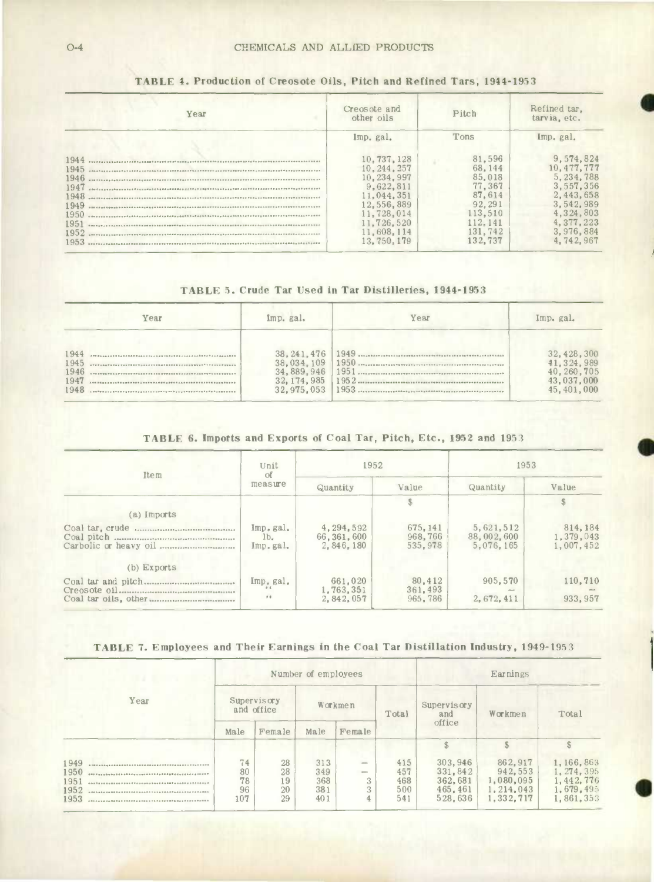### TABLE 4. Production of Creosote Oils, Pitch and Refined Tars, 1944-1953

| Year | Creosote and other oils | Pitch | Refined tar, tarvia, etc. |
|---|---|---|---|
| | Imp. gal. | Tons | Imp. gal. |
| 1944 | 10,737,128 | 81,596 | 9,574,824 |
| 1945 | 10,244,257 | 68,144 | 10,477,777 |
| 1946 | 10,234,997 | 85,018 | 5,234,788 |
| 1947 | 9,622,811 | 77,367 | 3,557,356 |
| 1948 | 11,044,351 | 87,614 | 2,443,658 |
| 1949 | 12,556,889 | 92,291 | 3,542,989 |
| 1950 | 11,728,014 | 113,510 | 4,324,803 |
| 1951 | 11,726,520 | 112,141 | 4,377,223 |
| 1952 | 11,608,114 | 131,742 | 3,976,884 |
| 1953 | 13,750,179 | 132,737 | 4,742,967 |

### TABLE 5. Crude Tar Used in Tar Distilleries, 1944-1953

| Year | Imp. gal. | Year | Imp. gal. |
|---|---|---|---|
| 1944 | 38,241,476 | 1949 | 32,428,300 |
| 1945 | 38,034,109 | 1950 | 41,324,989 |
| 1946 | 34,889,946 | 1951 | 40,260,705 |
| 1947 | 32,174,985 | 1952 | 43,037,000 |
| 1948 | 32,975,053 | 1953 | 45,401,000 |

### TABLE 6. Imports and Exports of Coal Tar, Pitch, Etc., 1952 and 1953

| Item | Unit of measure | 1952 | | 1953 | |
|---|---|---|---|---|---|
| | | Quantity | Value | Quantity | Value |
| | | | $ | | $ |
| (a) Imports | | | | | |
| Coal tar, crude | Imp. gal. | 4,294,592 | 675,141 | 5,621,512 | 814,184 |
| Coal pitch | lb. | 66,361,600 | 968,766 | 88,002,600 | 1,379,043 |
| Carbolic or heavy oil | Imp. gal. | 2,846,180 | 535,978 | 5,076,165 | 1,007,452 |
| (b) Exports | | | | | |
| Coal tar and pitch | Imp. gal. | 661,020 | 80,412 | 905,570 | 110,710 |
| Creosote oil | " | 1,763,351 | 361,493 | — | — |
| Coal tar oils, other | " | 2,842,057 | 965,786 | 2,672,411 | 933,957 |

### TABLE 7. Employees and Their Earnings in the Coal Tar Distillation Industry, 1949-1953

| Year | Number of employees | | | | | Earnings | | |
|---|---|---|---|---|---|---|---|---|
| | Supervisory and office | | Workmen | | Total | Supervisory and office | Workmen | Total |
| | Male | Female | Male | Female | | | | |
| | | | | | | $ | $ | $ |
| 1949 | 74 | 28 | 313 | — | 415 | 303,946 | 862,917 | 1,166,863 |
| 1950 | 80 | 28 | 349 | — | 457 | 331,842 | 942,553 | 1,274,395 |
| 1951 | 78 | 19 | 368 | 3 | 468 | 362,681 | 1,080,095 | 1,442,776 |
| 1952 | 96 | 20 | 381 | 3 | 500 | 465,461 | 1,214,043 | 1,679,495 |
| 1953 | 107 | 29 | 401 | 4 | 541 | 528,636 | 1,332,717 | 1,861,353 |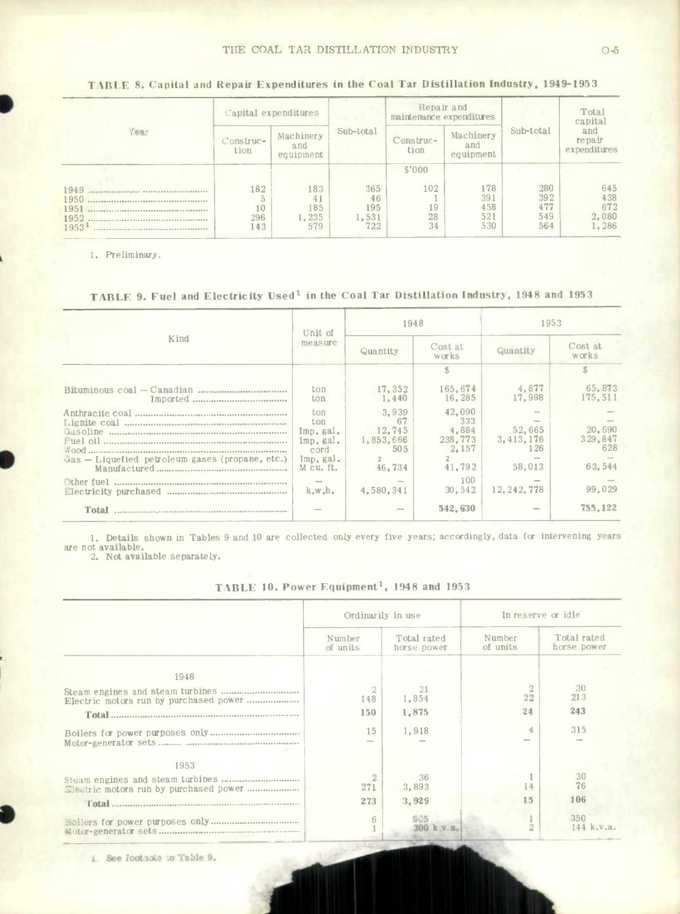**TABLE 8. Capital and Repair Expenditures in the Coal Tar Distillation Industry, 1949-1953**

| Year | Capital expenditures | | Sub-total | Repair and maintenance expenditures | | Sub-total | Total capital and repair expenditures |
|---|---|---|---|---|---|---|---|
| | Construction | Machinery and equipment | | Construction | Machinery and equipment | | |
| | | | | $'000 | | | |
| 1949 | 182 | 183 | 365 | 102 | 178 | 280 | 645 |
| 1950 | 5 | 41 | 46 | 1 | 391 | 392 | 438 |
| 1951 | 10 | 185 | 195 | 19 | 458 | 477 | 672 |
| 1952 | 296 | 1,235 | 1,531 | 28 | 521 | 549 | 2,080 |
| 1953[1] | 143 | 579 | 722 | 34 | 530 | 564 | 1,286 |

1. Preliminary.

**TABLE 9. Fuel and Electricity Used[1] in the Coal Tar Distillation Industry, 1948 and 1953**

| Kind | Unit of measure | 1948 | | 1953 | |
|---|---|---|---|---|---|
| | | Quantity | Cost at works | Quantity | Cost at works |
| | | | $ | | $ |
| Bituminous coal — Canadian | ton | 17,352 | 165,674 | 4,877 | 65,873 |
| Imported | ton | 1,440 | 16,285 | 17,998 | 175,511 |
| Anthracite coal | ton | 3,939 | 42,090 | — | — |
| Lignite coal | ton | 67 | 333 | — | — |
| Gasoline | Imp. gal. | 12,745 | 4,884 | 52,665 | 20,690 |
| Fuel oil | Imp. gal. | 1,853,666 | 238,773 | 3,413,176 | 329,847 |
| Wood | cord | 505 | 2,157 | 126 | 628 |
| Gas — Liquefied petroleum gases (propane, etc.) | Imp. gal. | 2 | 2 | — | — |
| Manufactured | M cu. ft. | 46,734 | 41,792 | 58,013 | 63,544 |
| Other fuel | — | — | 100 | — | — |
| Electricity purchased | k.w.h. | 4,580,341 | 30,542 | 12,242,778 | 99,029 |
| **Total** | — | — | **542,630** | — | **755,122** |

1. Details shown in Tables 9 and 10 are collected only every five years; accordingly, data for intervening years are not available.
2. Not available separately.

**TABLE 10. Power Equipment[1], 1948 and 1953**

| | Ordinarily in use | | In reserve or idle | |
|---|---|---|---|---|
| | Number of units | Total rated horse power | Number of units | Total rated horse power |
| **1948** | | | | |
| Steam engines and steam turbines | 2 | 21 | 2 | 30 |
| Electric motors run by purchased power | 148 | 1,854 | 22 | 213 |
| **Total** | **150** | **1,875** | **24** | **243** |
| Boilers for power purposes only | 15 | 1,918 | 4 | 315 |
| Motor-generator sets | — | — | — | — |
| **1953** | | | | |
| Steam engines and steam turbines | 2 | 36 | 1 | 30 |
| Electric motors run by purchased power | 271 | 3,893 | 14 | 76 |
| **Total** | **273** | **3,929** | **15** | **106** |
| Boilers for power purposes only | 6 | 935 | 1 | 350 |
| Motor-generator sets | 1 | 300 k.v.a. | 2 | 144 k.v.a. |

1. See footnote to Table 9.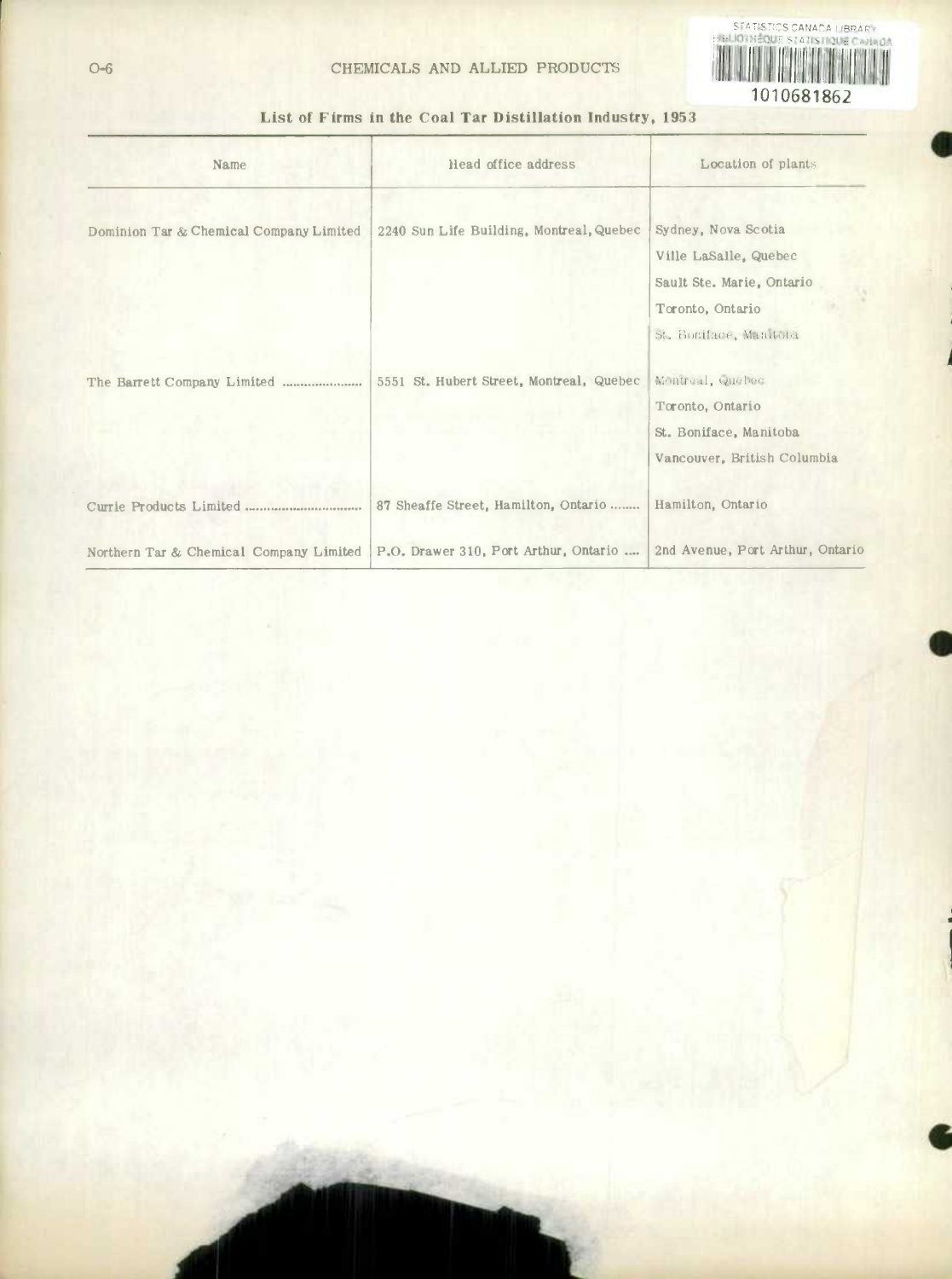## List of Firms in the Coal Tar Distillation Industry, 1953

| Name | Head office address | Location of plants |
|---|---|---|
| Dominion Tar & Chemical Company Limited | 2240 Sun Life Building, Montreal, Quebec | Sydney, Nova Scotia |
| | | Ville LaSalle, Quebec |
| | | Sault Ste. Marie, Ontario |
| | | Toronto, Ontario |
| | | St. Boniface, Manitoba |
| The Barrett Company Limited | 5551 St. Hubert Street, Montreal, Quebec | Montreal, Quebec |
| | | Toronto, Ontario |
| | | St. Boniface, Manitoba |
| | | Vancouver, British Columbia |
| Currie Products Limited | 87 Sheaffe Street, Hamilton, Ontario | Hamilton, Ontario |
| Northern Tar & Chemical Company Limited | P.O. Drawer 310, Port Arthur, Ontario | 2nd Avenue, Port Arthur, Ontario |